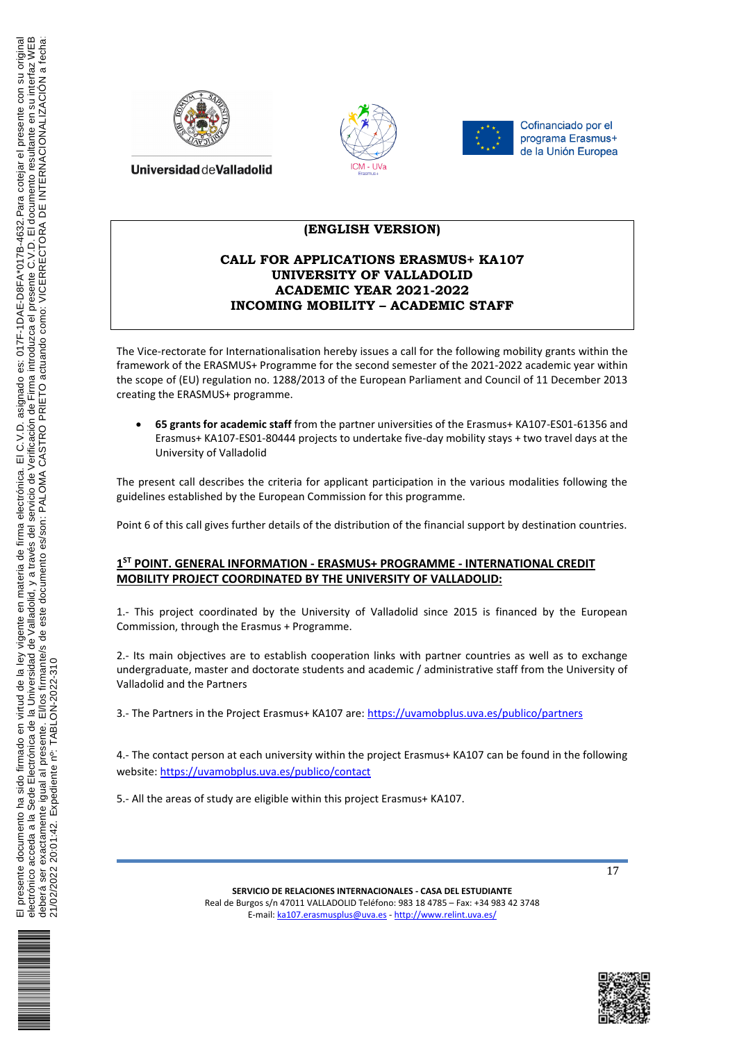**(ENGLISH VERSION)**

**CALL FOR APPLICATIONS ERASMUS+ KA107**
**UNIVERSITY OF VALLADOLID**
**ACADEMIC YEAR 2021-2022**
**INCOMING MOBILITY – ACADEMIC STAFF**

The Vice-rectorate for Internationalisation hereby issues a call for the following mobility grants within the framework of the ERASMUS+ Programme for the second semester of the 2021-2022 academic year within the scope of (EU) regulation no. 1288/2013 of the European Parliament and Council of 11 December 2013 creating the ERASMUS+ programme.

- **65 grants for academic staff** from the partner universities of the Erasmus+ KA107-ES01-61356 and Erasmus+ KA107-ES01-80444 projects to undertake five-day mobility stays + two travel days at the University of Valladolid

The present call describes the criteria for applicant participation in the various modalities following the guidelines established by the European Commission for this programme.

Point 6 of this call gives further details of the distribution of the financial support by destination countries.

## 1ST POINT. GENERAL INFORMATION - ERASMUS+ PROGRAMME - INTERNATIONAL CREDIT MOBILITY PROJECT COORDINATED BY THE UNIVERSITY OF VALLADOLID:

1.- This project coordinated by the University of Valladolid since 2015 is financed by the European Commission, through the Erasmus + Programme.

2.- Its main objectives are to establish cooperation links with partner countries as well as to exchange undergraduate, master and doctorate students and academic / administrative staff from the University of Valladolid and the Partners

3.- The Partners in the Project Erasmus+ KA107 are: https://uvamobplus.uva.es/publico/partners

4.- The contact person at each university within the project Erasmus+ KA107 can be found in the following website: https://uvamobplus.uva.es/publico/contact

5.- All the areas of study are eligible within this project Erasmus+ KA107.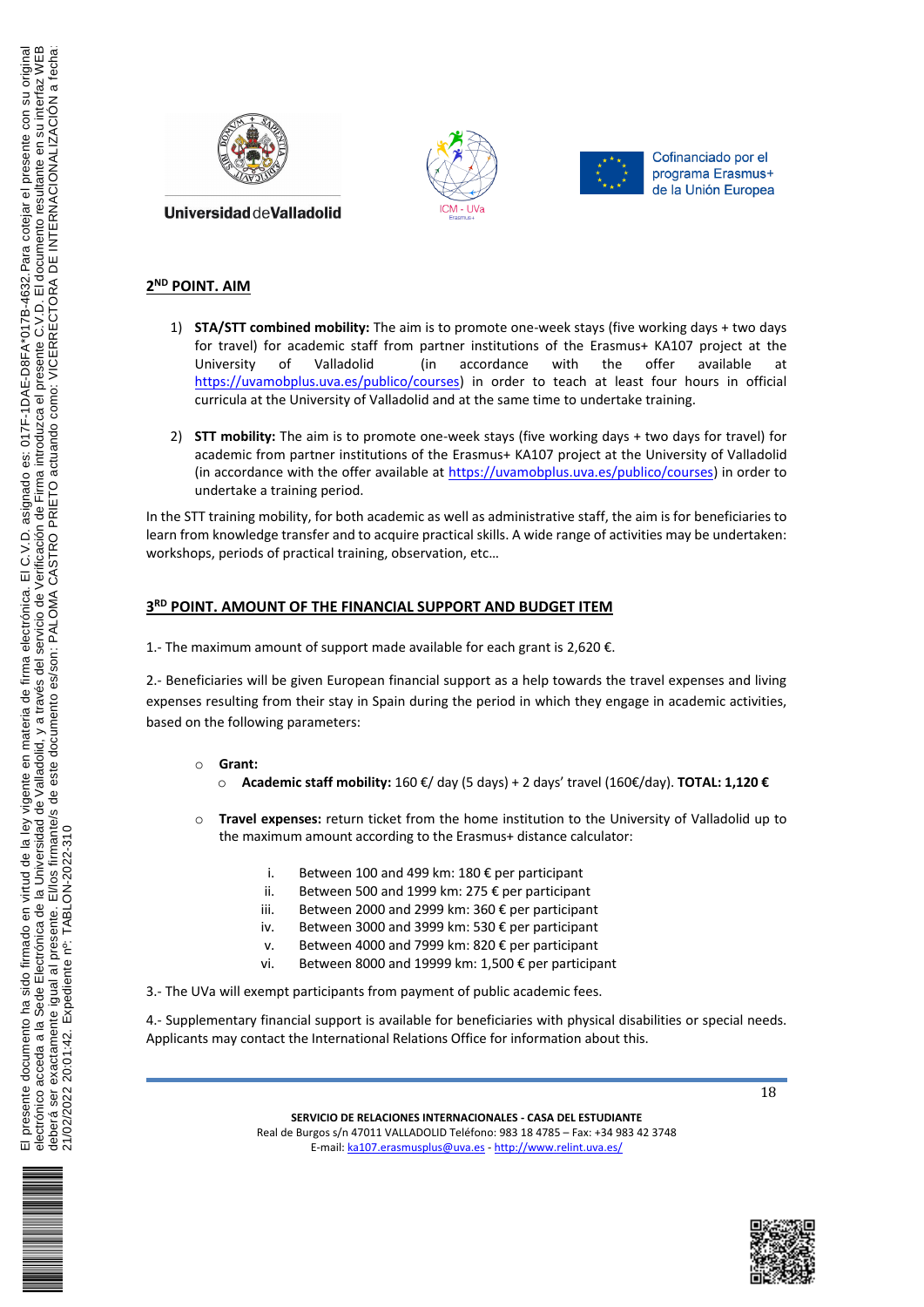## 2[ND] POINT. AIM

1) **STA/STT combined mobility:** The aim is to promote one-week stays (five working days + two days for travel) for academic staff from partner institutions of the Erasmus+ KA107 project at the University of Valladolid (in accordance with the offer available at https://uvamobplus.uva.es/publico/courses) in order to teach at least four hours in official curricula at the University of Valladolid and at the same time to undertake training.

2) **STT mobility:** The aim is to promote one-week stays (five working days + two days for travel) for academic from partner institutions of the Erasmus+ KA107 project at the University of Valladolid (in accordance with the offer available at https://uvamobplus.uva.es/publico/courses) in order to undertake a training period.

In the STT training mobility, for both academic as well as administrative staff, the aim is for beneficiaries to learn from knowledge transfer and to acquire practical skills. A wide range of activities may be undertaken: workshops, periods of practical training, observation, etc…

## 3[RD] POINT. AMOUNT OF THE FINANCIAL SUPPORT AND BUDGET ITEM

1.- The maximum amount of support made available for each grant is 2,620 €.

2.- Beneficiaries will be given European financial support as a help towards the travel expenses and living expenses resulting from their stay in Spain during the period in which they engage in academic activities, based on the following parameters:

- **Grant:**
  - **Academic staff mobility:** 160 €/ day (5 days) + 2 days' travel (160€/day). **TOTAL: 1,120 €**

- **Travel expenses:** return ticket from the home institution to the University of Valladolid up to the maximum amount according to the Erasmus+ distance calculator:

  i. Between 100 and 499 km: 180 € per participant
  ii. Between 500 and 1999 km: 275 € per participant
  iii. Between 2000 and 2999 km: 360 € per participant
  iv. Between 3000 and 3999 km: 530 € per participant
  v. Between 4000 and 7999 km: 820 € per participant
  vi. Between 8000 and 19999 km: 1,500 € per participant

3.- The UVa will exempt participants from payment of public academic fees.

4.- Supplementary financial support is available for beneficiaries with physical disabilities or special needs. Applicants may contact the International Relations Office for information about this.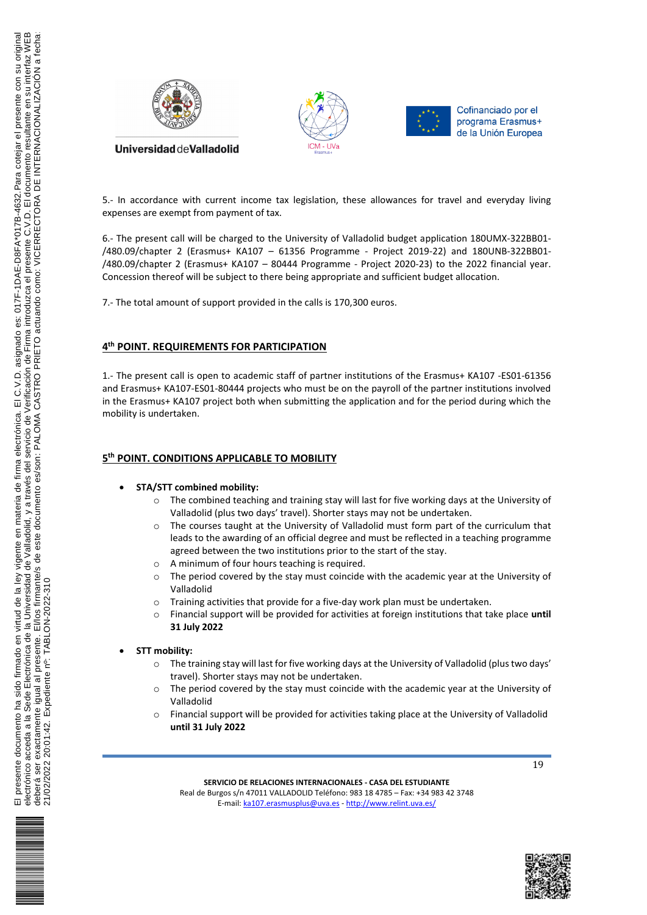5.- In accordance with current income tax legislation, these allowances for travel and everyday living expenses are exempt from payment of tax.

6.- The present call will be charged to the University of Valladolid budget application 180UMX-322BB01-/480.09/chapter 2 (Erasmus+ KA107 – 61356 Programme - Project 2019-22) and 180UNB-322BB01-/480.09/chapter 2 (Erasmus+ KA107 – 80444 Programme - Project 2020-23) to the 2022 financial year. Concession thereof will be subject to there being appropriate and sufficient budget allocation.

7.- The total amount of support provided in the calls is 170,300 euros.

## 4th POINT. REQUIREMENTS FOR PARTICIPATION

1.- The present call is open to academic staff of partner institutions of the Erasmus+ KA107 -ES01-61356 and Erasmus+ KA107-ES01-80444 projects who must be on the payroll of the partner institutions involved in the Erasmus+ KA107 project both when submitting the application and for the period during which the mobility is undertaken.

## 5th POINT. CONDITIONS APPLICABLE TO MOBILITY

- **STA/STT combined mobility:**
  - The combined teaching and training stay will last for five working days at the University of Valladolid (plus two days' travel). Shorter stays may not be undertaken.
  - The courses taught at the University of Valladolid must form part of the curriculum that leads to the awarding of an official degree and must be reflected in a teaching programme agreed between the two institutions prior to the start of the stay.
  - A minimum of four hours teaching is required.
  - The period covered by the stay must coincide with the academic year at the University of Valladolid
  - Training activities that provide for a five-day work plan must be undertaken.
  - Financial support will be provided for activities at foreign institutions that take place **until 31 July 2022**

- **STT mobility:**
  - The training stay will last for five working days at the University of Valladolid (plus two days' travel). Shorter stays may not be undertaken.
  - The period covered by the stay must coincide with the academic year at the University of Valladolid
  - Financial support will be provided for activities taking place at the University of Valladolid **until 31 July 2022**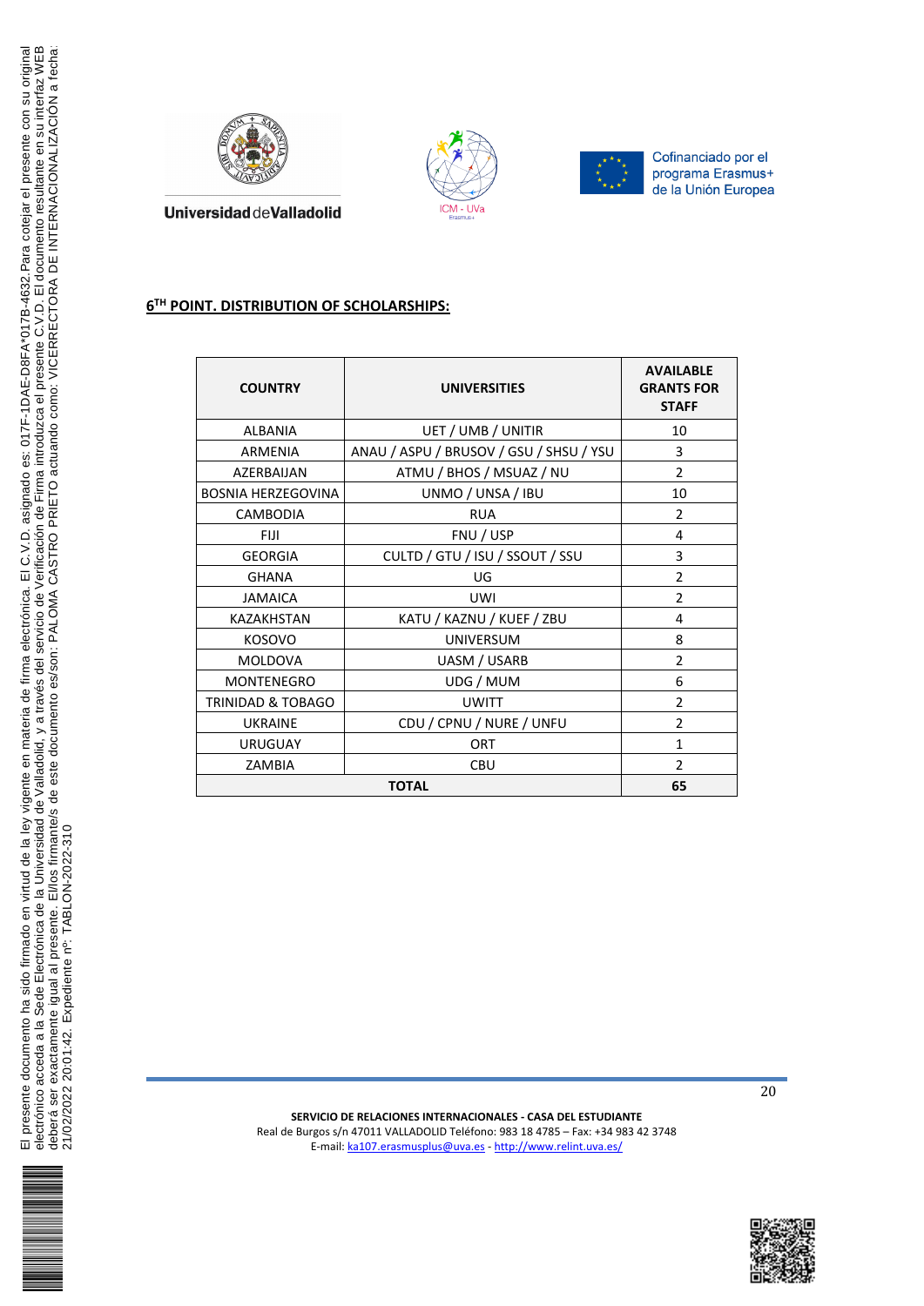## 6TH POINT. DISTRIBUTION OF SCHOLARSHIPS:

| COUNTRY | UNIVERSITIES | AVAILABLE GRANTS FOR STAFF |
|---|---|---|
| ALBANIA | UET / UMB / UNITIR | 10 |
| ARMENIA | ANAU / ASPU / BRUSOV / GSU / SHSU / YSU | 3 |
| AZERBAIJAN | ATMU / BHOS / MSUAZ / NU | 2 |
| BOSNIA HERZEGOVINA | UNMO / UNSA / IBU | 10 |
| CAMBODIA | RUA | 2 |
| FIJI | FNU / USP | 4 |
| GEORGIA | CULTD / GTU / ISU / SSOUT / SSU | 3 |
| GHANA | UG | 2 |
| JAMAICA | UWI | 2 |
| KAZAKHSTAN | KATU / KAZNU / KUEF / ZBU | 4 |
| KOSOVO | UNIVERSUM | 8 |
| MOLDOVA | UASM / USARB | 2 |
| MONTENEGRO | UDG / MUM | 6 |
| TRINIDAD & TOBAGO | UWITT | 2 |
| UKRAINE | CDU / CPNU / NURE / UNFU | 2 |
| URUGUAY | ORT | 1 |
| ZAMBIA | CBU | 2 |
| **TOTAL** | | **65** |

**SERVICIO DE RELACIONES INTERNACIONALES - CASA DEL ESTUDIANTE**
Real de Burgos s/n 47011 VALLADOLID Teléfono: 983 18 4785 – Fax: +34 983 42 3748
E-mail: ka107.erasmusplus@uva.es - http://www.relint.uva.es/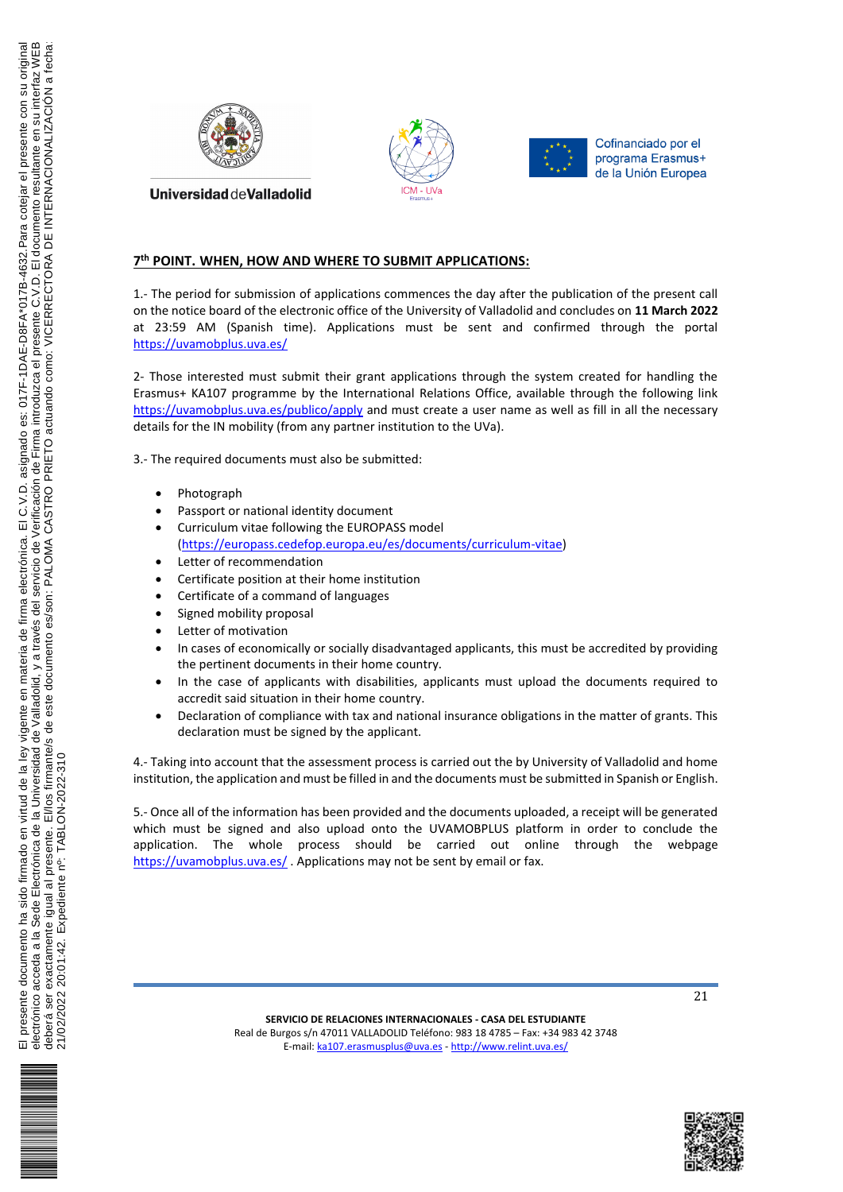## 7th POINT. WHEN, HOW AND WHERE TO SUBMIT APPLICATIONS:

1.- The period for submission of applications commences the day after the publication of the present call on the notice board of the electronic office of the University of Valladolid and concludes on **11 March 2022** at 23:59 AM (Spanish time). Applications must be sent and confirmed through the portal https://uvamobplus.uva.es/

2- Those interested must submit their grant applications through the system created for handling the Erasmus+ KA107 programme by the International Relations Office, available through the following link https://uvamobplus.uva.es/publico/apply and must create a user name as well as fill in all the necessary details for the IN mobility (from any partner institution to the UVa).

3.- The required documents must also be submitted:

- Photograph
- Passport or national identity document
- Curriculum vitae following the EUROPASS model (https://europass.cedefop.europa.eu/es/documents/curriculum-vitae)
- Letter of recommendation
- Certificate position at their home institution
- Certificate of a command of languages
- Signed mobility proposal
- Letter of motivation
- In cases of economically or socially disadvantaged applicants, this must be accredited by providing the pertinent documents in their home country.
- In the case of applicants with disabilities, applicants must upload the documents required to accredit said situation in their home country.
- Declaration of compliance with tax and national insurance obligations in the matter of grants. This declaration must be signed by the applicant.

4.- Taking into account that the assessment process is carried out the by University of Valladolid and home institution, the application and must be filled in and the documents must be submitted in Spanish or English.

5.- Once all of the information has been provided and the documents uploaded, a receipt will be generated which must be signed and also upload onto the UVAMOBPLUS platform in order to conclude the application. The whole process should be carried out online through the webpage https://uvamobplus.uva.es/ . Applications may not be sent by email or fax.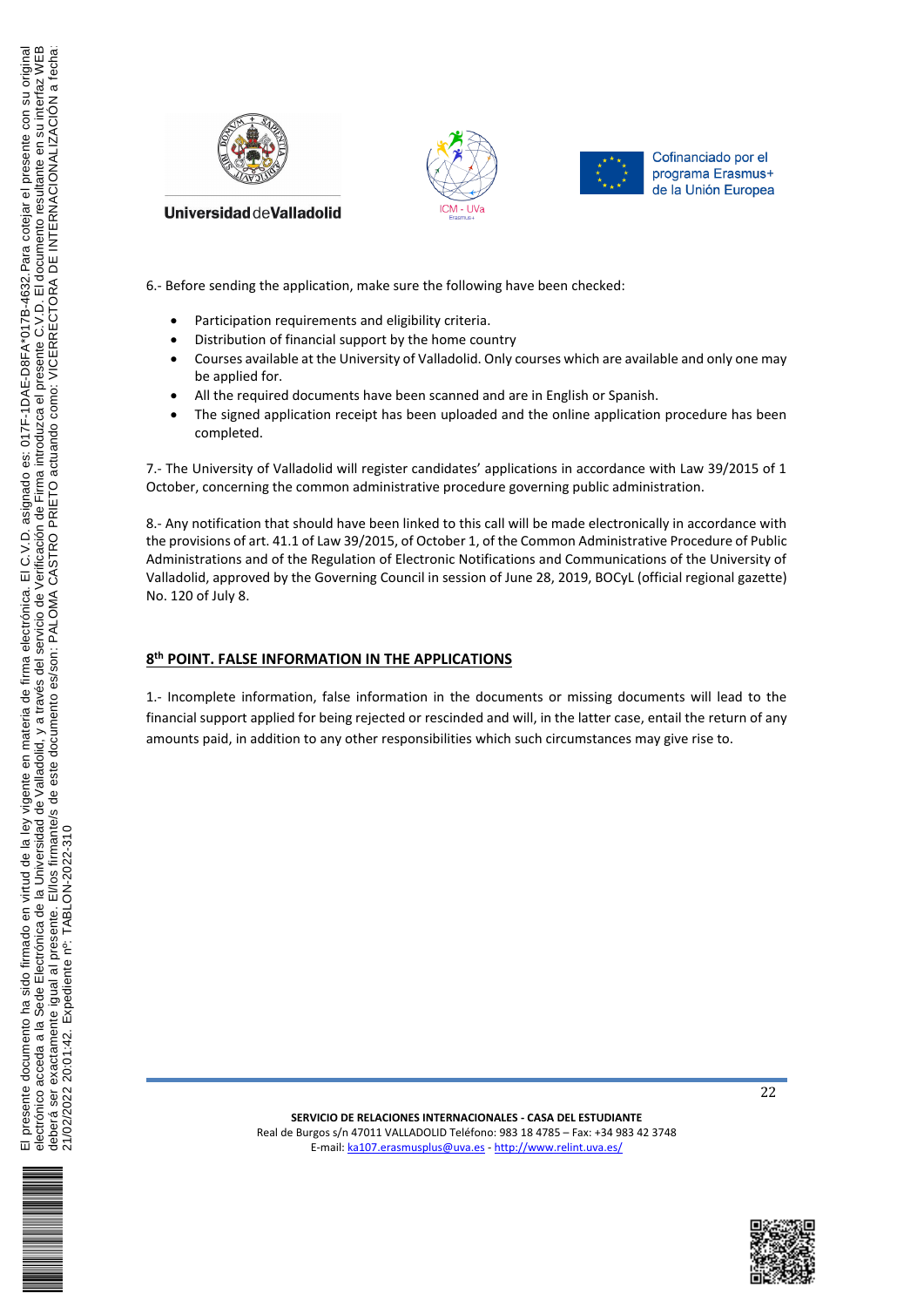6.- Before sending the application, make sure the following have been checked:

- Participation requirements and eligibility criteria.
- Distribution of financial support by the home country
- Courses available at the University of Valladolid. Only courses which are available and only one may be applied for.
- All the required documents have been scanned and are in English or Spanish.
- The signed application receipt has been uploaded and the online application procedure has been completed.

7.- The University of Valladolid will register candidates' applications in accordance with Law 39/2015 of 1 October, concerning the common administrative procedure governing public administration.

8.- Any notification that should have been linked to this call will be made electronically in accordance with the provisions of art. 41.1 of Law 39/2015, of October 1, of the Common Administrative Procedure of Public Administrations and of the Regulation of Electronic Notifications and Communications of the University of Valladolid, approved by the Governing Council in session of June 28, 2019, BOCyL (official regional gazette) No. 120 of July 8.

## 8th POINT. FALSE INFORMATION IN THE APPLICATIONS

1.- Incomplete information, false information in the documents or missing documents will lead to the financial support applied for being rejected or rescinded and will, in the latter case, entail the return of any amounts paid, in addition to any other responsibilities which such circumstances may give rise to.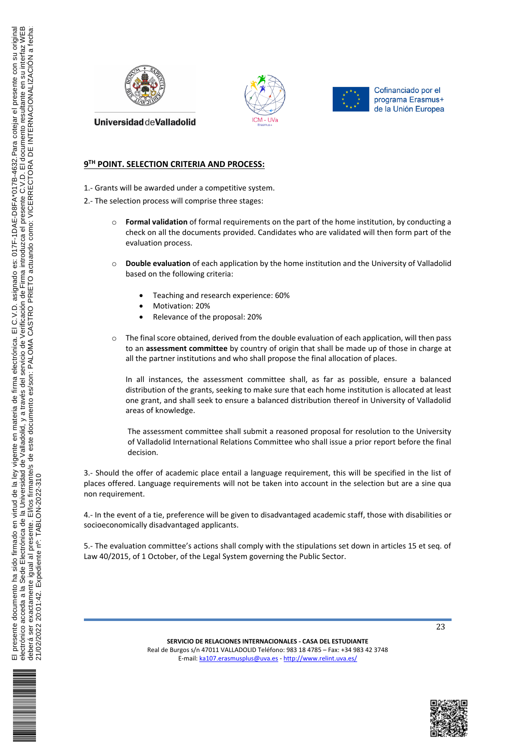## 9[TH] POINT. SELECTION CRITERIA AND PROCESS:

1.- Grants will be awarded under a competitive system.

2.- The selection process will comprise three stages:

- **Formal validation** of formal requirements on the part of the home institution, by conducting a check on all the documents provided. Candidates who are validated will then form part of the evaluation process.

- **Double evaluation** of each application by the home institution and the University of Valladolid based on the following criteria:

  - Teaching and research experience: 60%
  - Motivation: 20%
  - Relevance of the proposal: 20%

- The final score obtained, derived from the double evaluation of each application, will then pass to an **assessment committee** by country of origin that shall be made up of those in charge at all the partner institutions and who shall propose the final allocation of places.

  In all instances, the assessment committee shall, as far as possible, ensure a balanced distribution of the grants, seeking to make sure that each home institution is allocated at least one grant, and shall seek to ensure a balanced distribution thereof in University of Valladolid areas of knowledge.

  The assessment committee shall submit a reasoned proposal for resolution to the University of Valladolid International Relations Committee who shall issue a prior report before the final decision.

3.- Should the offer of academic place entail a language requirement, this will be specified in the list of places offered. Language requirements will not be taken into account in the selection but are a sine qua non requirement.

4.- In the event of a tie, preference will be given to disadvantaged academic staff, those with disabilities or socioeconomically disadvantaged applicants.

5.- The evaluation committee's actions shall comply with the stipulations set down in articles 15 et seq. of Law 40/2015, of 1 October, of the Legal System governing the Public Sector.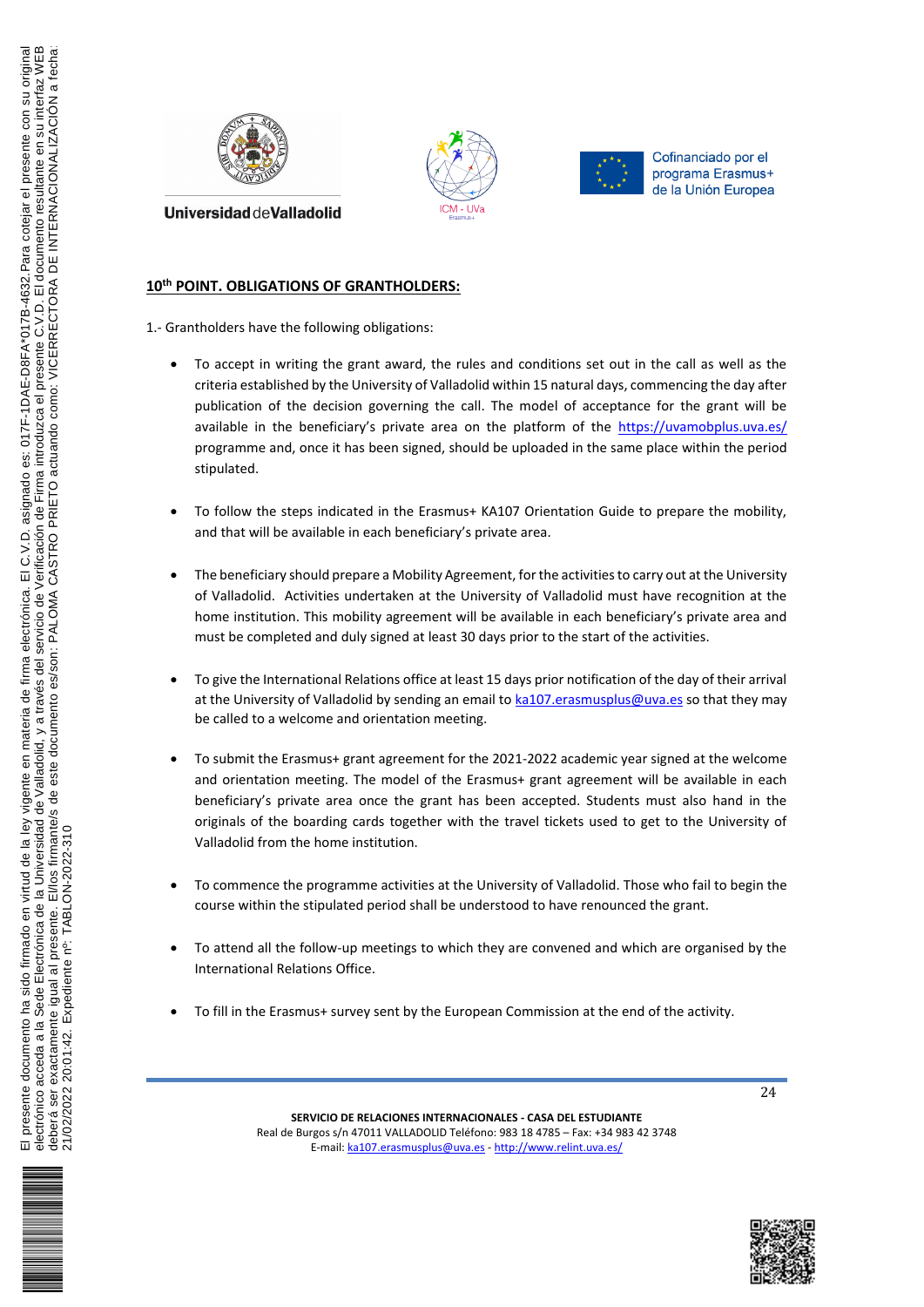## 10th POINT. OBLIGATIONS OF GRANTHOLDERS:

1.- Grantholders have the following obligations:

- To accept in writing the grant award, the rules and conditions set out in the call as well as the criteria established by the University of Valladolid within 15 natural days, commencing the day after publication of the decision governing the call. The model of acceptance for the grant will be available in the beneficiary's private area on the platform of the https://uvamobplus.uva.es/ programme and, once it has been signed, should be uploaded in the same place within the period stipulated.

- To follow the steps indicated in the Erasmus+ KA107 Orientation Guide to prepare the mobility, and that will be available in each beneficiary's private area.

- The beneficiary should prepare a Mobility Agreement, for the activities to carry out at the University of Valladolid. Activities undertaken at the University of Valladolid must have recognition at the home institution. This mobility agreement will be available in each beneficiary's private area and must be completed and duly signed at least 30 days prior to the start of the activities.

- To give the International Relations office at least 15 days prior notification of the day of their arrival at the University of Valladolid by sending an email to ka107.erasmusplus@uva.es so that they may be called to a welcome and orientation meeting.

- To submit the Erasmus+ grant agreement for the 2021-2022 academic year signed at the welcome and orientation meeting. The model of the Erasmus+ grant agreement will be available in each beneficiary's private area once the grant has been accepted. Students must also hand in the originals of the boarding cards together with the travel tickets used to get to the University of Valladolid from the home institution.

- To commence the programme activities at the University of Valladolid. Those who fail to begin the course within the stipulated period shall be understood to have renounced the grant.

- To attend all the follow-up meetings to which they are convened and which are organised by the International Relations Office.

- To fill in the Erasmus+ survey sent by the European Commission at the end of the activity.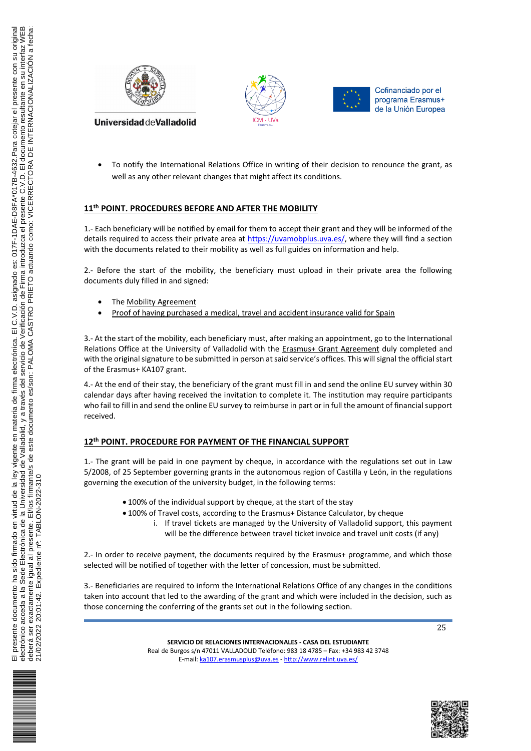- To notify the International Relations Office in writing of their decision to renounce the grant, as well as any other relevant changes that might affect its conditions.

## 11th POINT. PROCEDURES BEFORE AND AFTER THE MOBILITY

1.- Each beneficiary will be notified by email for them to accept their grant and they will be informed of the details required to access their private area at https://uvamobplus.uva.es/, where they will find a section with the documents related to their mobility as well as full guides on information and help.

2.- Before the start of the mobility, the beneficiary must upload in their private area the following documents duly filled in and signed:

- The Mobility Agreement
- Proof of having purchased a medical, travel and accident insurance valid for Spain

3.- At the start of the mobility, each beneficiary must, after making an appointment, go to the International Relations Office at the University of Valladolid with the Erasmus+ Grant Agreement duly completed and with the original signature to be submitted in person at said service's offices. This will signal the official start of the Erasmus+ KA107 grant.

4.- At the end of their stay, the beneficiary of the grant must fill in and send the online EU survey within 30 calendar days after having received the invitation to complete it. The institution may require participants who fail to fill in and send the online EU survey to reimburse in part or in full the amount of financial support received.

## 12th POINT. PROCEDURE FOR PAYMENT OF THE FINANCIAL SUPPORT

1.- The grant will be paid in one payment by cheque, in accordance with the regulations set out in Law 5/2008, of 25 September governing grants in the autonomous region of Castilla y León, in the regulations governing the execution of the university budget, in the following terms:

- 100% of the individual support by cheque, at the start of the stay
- 100% of Travel costs, according to the Erasmus+ Distance Calculator, by cheque
  i. If travel tickets are managed by the University of Valladolid support, this payment will be the difference between travel ticket invoice and travel unit costs (if any)

2.- In order to receive payment, the documents required by the Erasmus+ programme, and which those selected will be notified of together with the letter of concession, must be submitted.

3.- Beneficiaries are required to inform the International Relations Office of any changes in the conditions taken into account that led to the awarding of the grant and which were included in the decision, such as those concerning the conferring of the grants set out in the following section.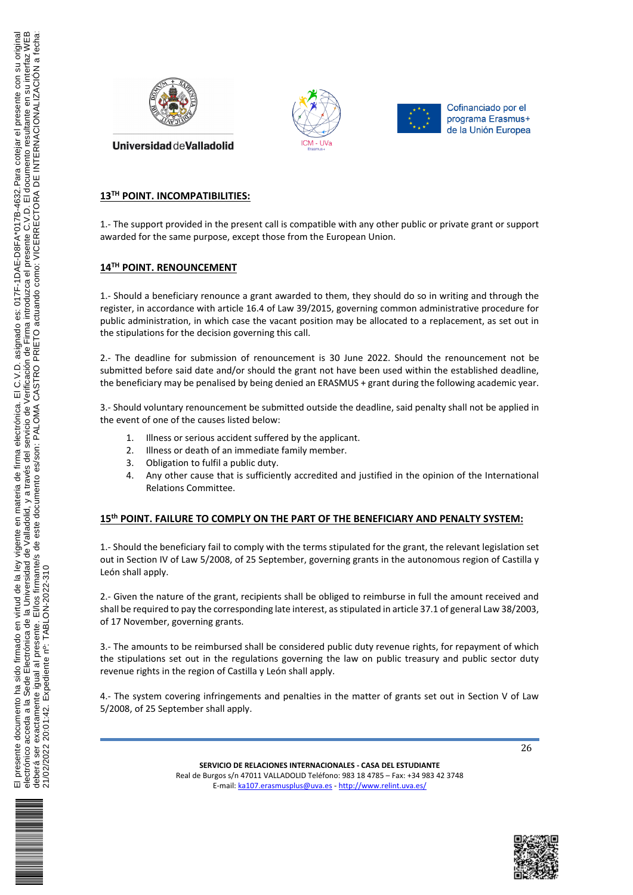## 13TH POINT. INCOMPATIBILITIES:

1.- The support provided in the present call is compatible with any other public or private grant or support awarded for the same purpose, except those from the European Union.

## 14TH POINT. RENOUNCEMENT

1.- Should a beneficiary renounce a grant awarded to them, they should do so in writing and through the register, in accordance with article 16.4 of Law 39/2015, governing common administrative procedure for public administration, in which case the vacant position may be allocated to a replacement, as set out in the stipulations for the decision governing this call.

2.- The deadline for submission of renouncement is 30 June 2022. Should the renouncement not be submitted before said date and/or should the grant not have been used within the established deadline, the beneficiary may be penalised by being denied an ERASMUS + grant during the following academic year.

3.- Should voluntary renouncement be submitted outside the deadline, said penalty shall not be applied in the event of one of the causes listed below:

1. Illness or serious accident suffered by the applicant.
2. Illness or death of an immediate family member.
3. Obligation to fulfil a public duty.
4. Any other cause that is sufficiently accredited and justified in the opinion of the International Relations Committee.

## 15th POINT. FAILURE TO COMPLY ON THE PART OF THE BENEFICIARY AND PENALTY SYSTEM:

1.- Should the beneficiary fail to comply with the terms stipulated for the grant, the relevant legislation set out in Section IV of Law 5/2008, of 25 September, governing grants in the autonomous region of Castilla y León shall apply.

2.- Given the nature of the grant, recipients shall be obliged to reimburse in full the amount received and shall be required to pay the corresponding late interest, as stipulated in article 37.1 of general Law 38/2003, of 17 November, governing grants.

3.- The amounts to be reimbursed shall be considered public duty revenue rights, for repayment of which the stipulations set out in the regulations governing the law on public treasury and public sector duty revenue rights in the region of Castilla y León shall apply.

4.- The system covering infringements and penalties in the matter of grants set out in Section V of Law 5/2008, of 25 September shall apply.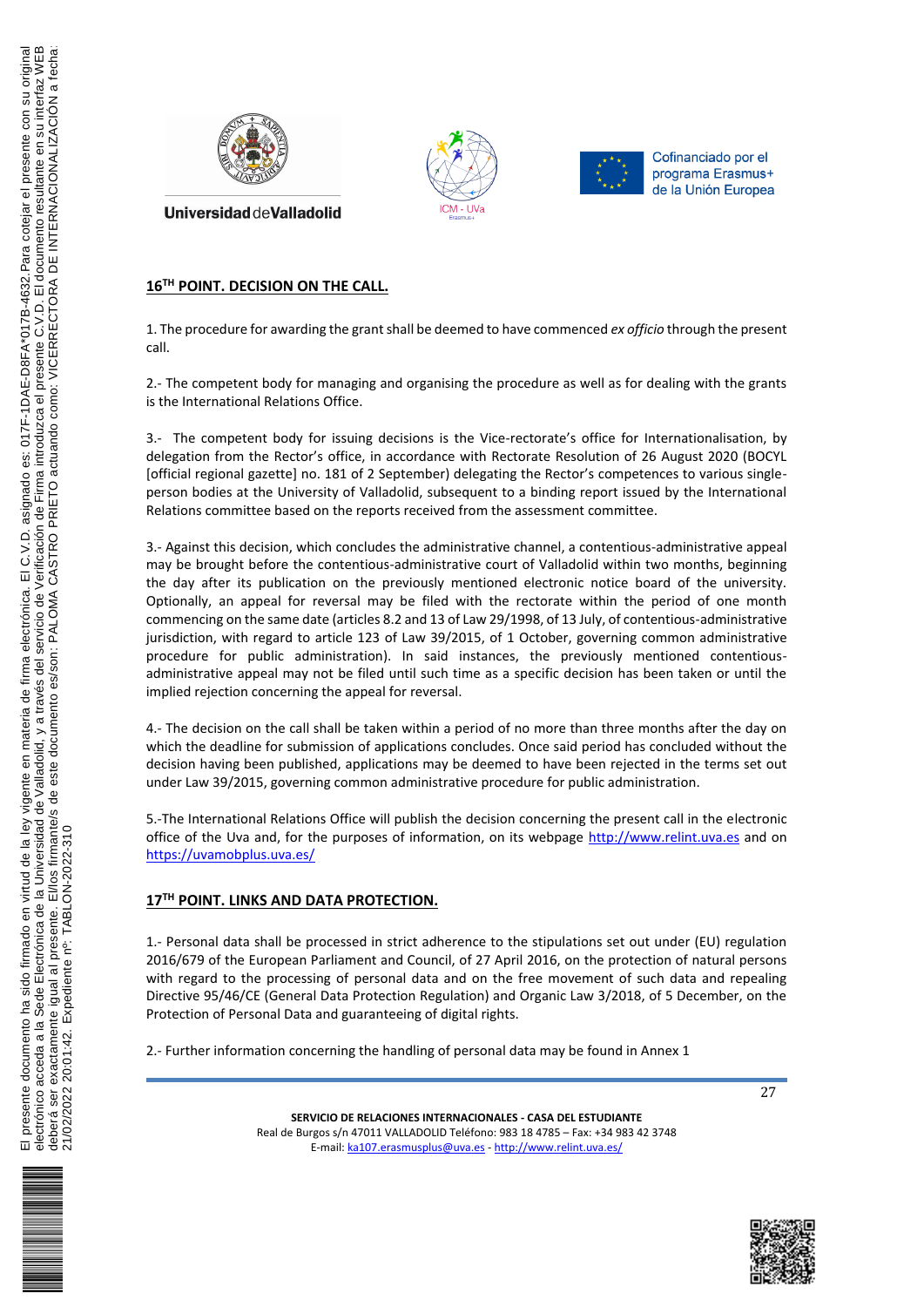## 16TH POINT. DECISION ON THE CALL.

1. The procedure for awarding the grant shall be deemed to have commenced *ex officio* through the present call.

2.- The competent body for managing and organising the procedure as well as for dealing with the grants is the International Relations Office.

3.- The competent body for issuing decisions is the Vice-rectorate's office for Internationalisation, by delegation from the Rector's office, in accordance with Rectorate Resolution of 26 August 2020 (BOCYL [official regional gazette] no. 181 of 2 September) delegating the Rector's competences to various single-person bodies at the University of Valladolid, subsequent to a binding report issued by the International Relations committee based on the reports received from the assessment committee.

3.- Against this decision, which concludes the administrative channel, a contentious-administrative appeal may be brought before the contentious-administrative court of Valladolid within two months, beginning the day after its publication on the previously mentioned electronic notice board of the university. Optionally, an appeal for reversal may be filed with the rectorate within the period of one month commencing on the same date (articles 8.2 and 13 of Law 29/1998, of 13 July, of contentious-administrative jurisdiction, with regard to article 123 of Law 39/2015, of 1 October, governing common administrative procedure for public administration). In said instances, the previously mentioned contentious-administrative appeal may not be filed until such time as a specific decision has been taken or until the implied rejection concerning the appeal for reversal.

4.- The decision on the call shall be taken within a period of no more than three months after the day on which the deadline for submission of applications concludes. Once said period has concluded without the decision having been published, applications may be deemed to have been rejected in the terms set out under Law 39/2015, governing common administrative procedure for public administration.

5.-The International Relations Office will publish the decision concerning the present call in the electronic office of the Uva and, for the purposes of information, on its webpage http://www.relint.uva.es and on https://uvamobplus.uva.es/

## 17TH POINT. LINKS AND DATA PROTECTION.

1.- Personal data shall be processed in strict adherence to the stipulations set out under (EU) regulation 2016/679 of the European Parliament and Council, of 27 April 2016, on the protection of natural persons with regard to the processing of personal data and on the free movement of such data and repealing Directive 95/46/CE (General Data Protection Regulation) and Organic Law 3/2018, of 5 December, on the Protection of Personal Data and guaranteeing of digital rights.

2.- Further information concerning the handling of personal data may be found in Annex 1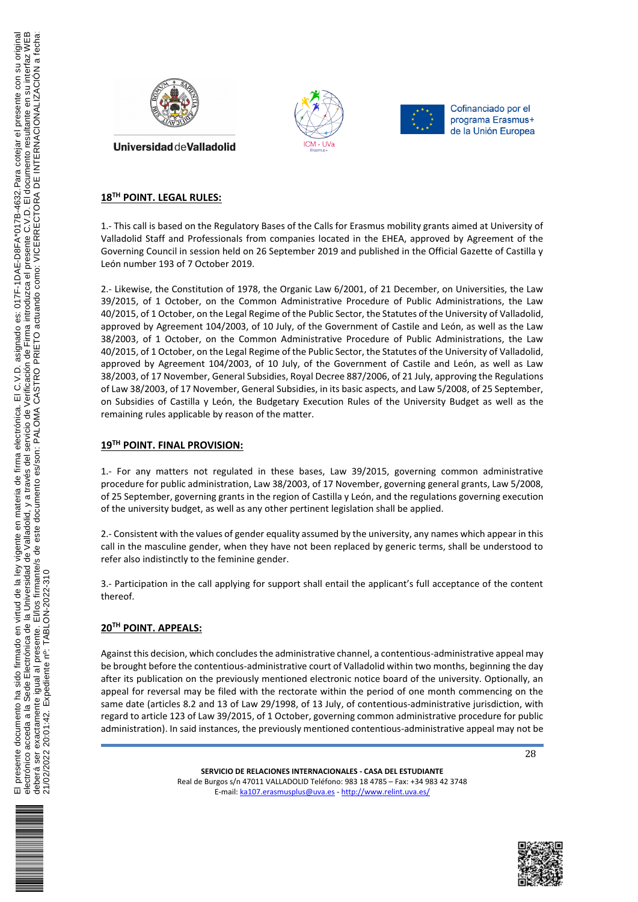## 18TH POINT. LEGAL RULES:

1.- This call is based on the Regulatory Bases of the Calls for Erasmus mobility grants aimed at University of Valladolid Staff and Professionals from companies located in the EHEA, approved by Agreement of the Governing Council in session held on 26 September 2019 and published in the Official Gazette of Castilla y León number 193 of 7 October 2019.

2.- Likewise, the Constitution of 1978, the Organic Law 6/2001, of 21 December, on Universities, the Law 39/2015, of 1 October, on the Common Administrative Procedure of Public Administrations, the Law 40/2015, of 1 October, on the Legal Regime of the Public Sector, the Statutes of the University of Valladolid, approved by Agreement 104/2003, of 10 July, of the Government of Castile and León, as well as the Law 38/2003, of 1 October, on the Common Administrative Procedure of Public Administrations, the Law 40/2015, of 1 October, on the Legal Regime of the Public Sector, the Statutes of the University of Valladolid, approved by Agreement 104/2003, of 10 July, of the Government of Castile and León, as well as Law 38/2003, of 17 November, General Subsidies, Royal Decree 887/2006, of 21 July, approving the Regulations of Law 38/2003, of 17 November, General Subsidies, in its basic aspects, and Law 5/2008, of 25 September, on Subsidies of Castilla y León, the Budgetary Execution Rules of the University Budget as well as the remaining rules applicable by reason of the matter.

## 19TH POINT. FINAL PROVISION:

1.- For any matters not regulated in these bases, Law 39/2015, governing common administrative procedure for public administration, Law 38/2003, of 17 November, governing general grants, Law 5/2008, of 25 September, governing grants in the region of Castilla y León, and the regulations governing execution of the university budget, as well as any other pertinent legislation shall be applied.

2.- Consistent with the values of gender equality assumed by the university, any names which appear in this call in the masculine gender, when they have not been replaced by generic terms, shall be understood to refer also indistinctly to the feminine gender.

3.- Participation in the call applying for support shall entail the applicant's full acceptance of the content thereof.

## 20TH POINT. APPEALS:

Against this decision, which concludes the administrative channel, a contentious-administrative appeal may be brought before the contentious-administrative court of Valladolid within two months, beginning the day after its publication on the previously mentioned electronic notice board of the university. Optionally, an appeal for reversal may be filed with the rectorate within the period of one month commencing on the same date (articles 8.2 and 13 of Law 29/1998, of 13 July, of contentious-administrative jurisdiction, with regard to article 123 of Law 39/2015, of 1 October, governing common administrative procedure for public administration). In said instances, the previously mentioned contentious-administrative appeal may not be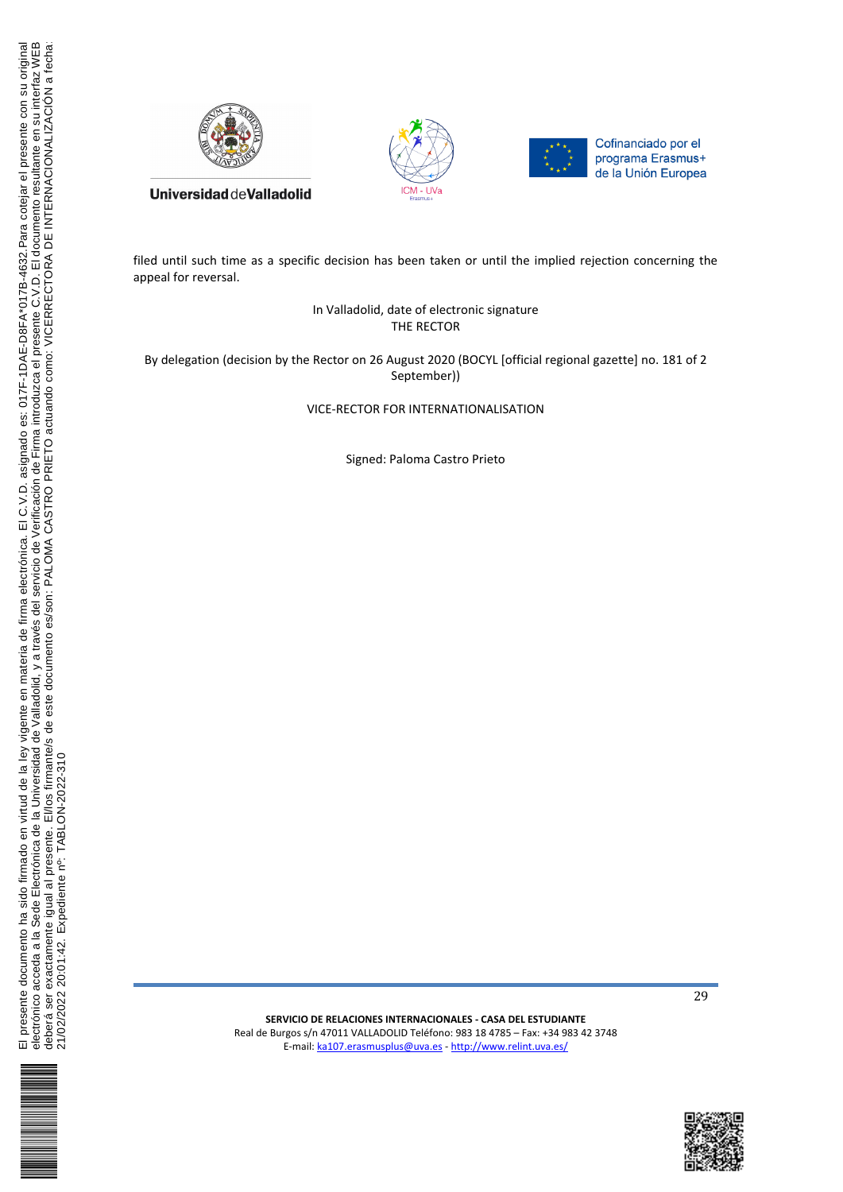filed until such time as a specific decision has been taken or until the implied rejection concerning the appeal for reversal.

In Valladolid, date of electronic signature
THE RECTOR

By delegation (decision by the Rector on 26 August 2020 (BOCYL [official regional gazette] no. 181 of 2 September))

VICE-RECTOR FOR INTERNATIONALISATION

Signed: Paloma Castro Prieto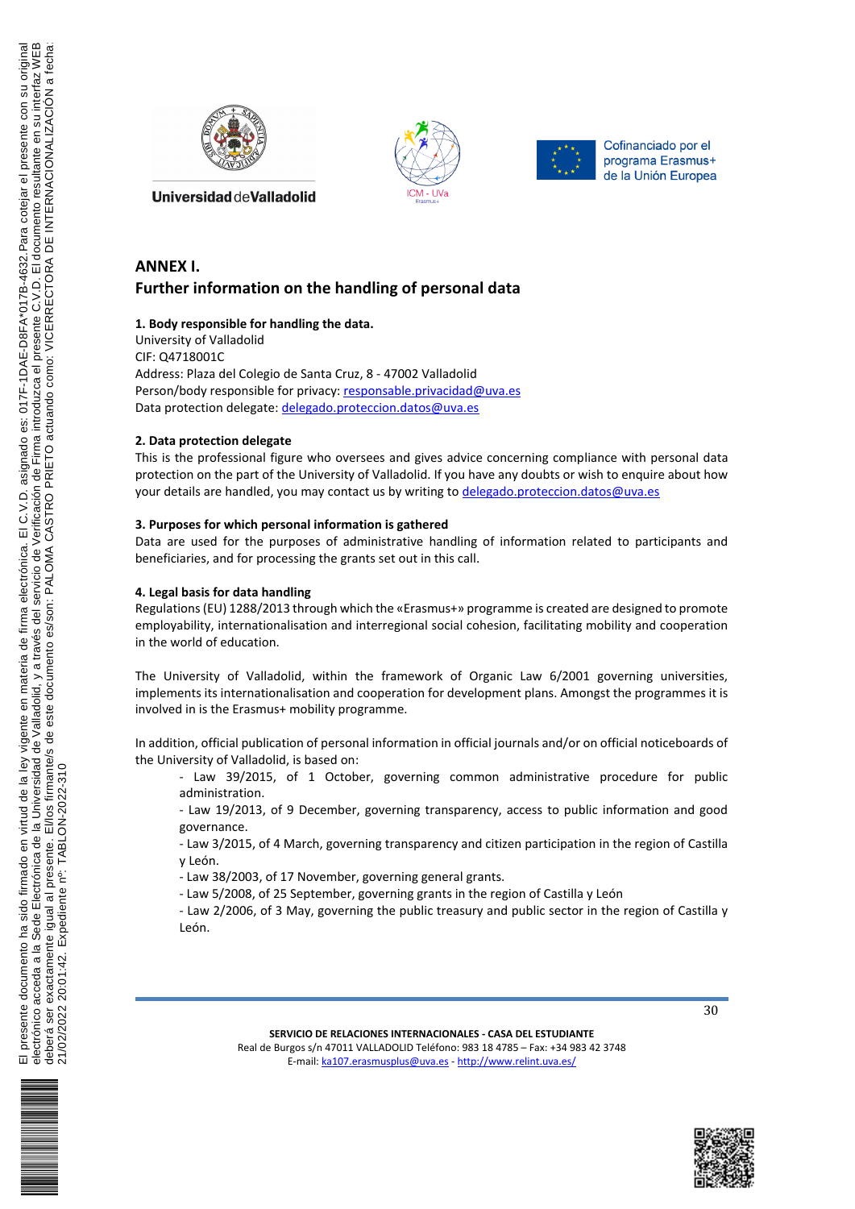## ANNEX I.
## Further information on the handling of personal data

**1. Body responsible for handling the data.**
University of Valladolid
CIF: Q4718001C
Address: Plaza del Colegio de Santa Cruz, 8 - 47002 Valladolid
Person/body responsible for privacy: responsable.privacidad@uva.es
Data protection delegate: delegado.proteccion.datos@uva.es

**2. Data protection delegate**
This is the professional figure who oversees and gives advice concerning compliance with personal data protection on the part of the University of Valladolid. If you have any doubts or wish to enquire about how your details are handled, you may contact us by writing to delegado.proteccion.datos@uva.es

**3. Purposes for which personal information is gathered**
Data are used for the purposes of administrative handling of information related to participants and beneficiaries, and for processing the grants set out in this call.

**4. Legal basis for data handling**
Regulations (EU) 1288/2013 through which the «Erasmus+» programme is created are designed to promote employability, internationalisation and interregional social cohesion, facilitating mobility and cooperation in the world of education.

The University of Valladolid, within the framework of Organic Law 6/2001 governing universities, implements its internationalisation and cooperation for development plans. Amongst the programmes it is involved in is the Erasmus+ mobility programme.

In addition, official publication of personal information in official journals and/or on official noticeboards of the University of Valladolid, is based on:

- Law 39/2015, of 1 October, governing common administrative procedure for public administration.
- Law 19/2013, of 9 December, governing transparency, access to public information and good governance.
- Law 3/2015, of 4 March, governing transparency and citizen participation in the region of Castilla y León.
- Law 38/2003, of 17 November, governing general grants.
- Law 5/2008, of 25 September, governing grants in the region of Castilla y León
- Law 2/2006, of 3 May, governing the public treasury and public sector in the region of Castilla y León.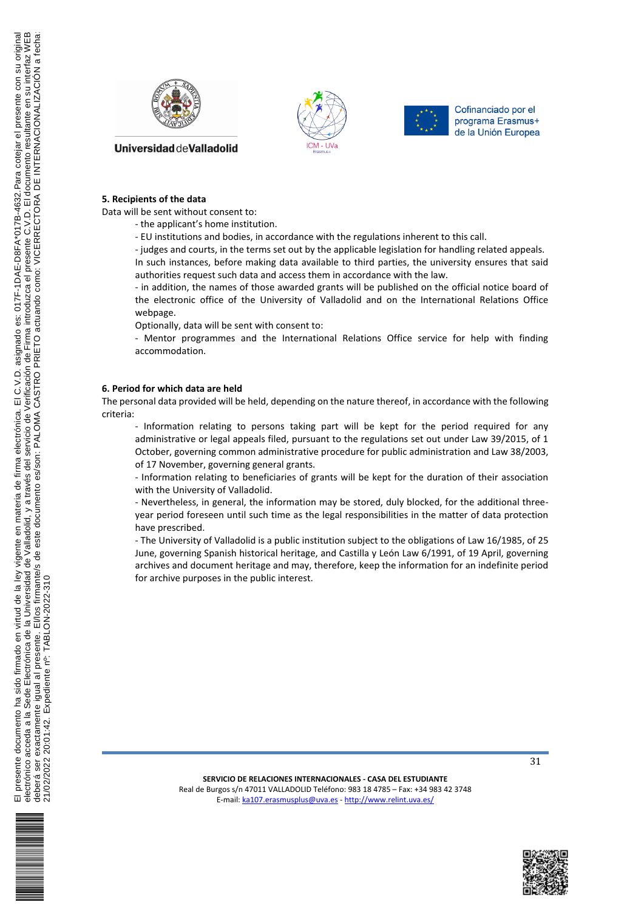## 5. Recipients of the data

Data will be sent without consent to:

- the applicant's home institution.
- EU institutions and bodies, in accordance with the regulations inherent to this call.
- judges and courts, in the terms set out by the applicable legislation for handling related appeals. In such instances, before making data available to third parties, the university ensures that said authorities request such data and access them in accordance with the law.
- in addition, the names of those awarded grants will be published on the official notice board of the electronic office of the University of Valladolid and on the International Relations Office webpage.

Optionally, data will be sent with consent to:

- Mentor programmes and the International Relations Office service for help with finding accommodation.

## 6. Period for which data are held

The personal data provided will be held, depending on the nature thereof, in accordance with the following criteria:

- Information relating to persons taking part will be kept for the period required for any administrative or legal appeals filed, pursuant to the regulations set out under Law 39/2015, of 1 October, governing common administrative procedure for public administration and Law 38/2003, of 17 November, governing general grants.
- Information relating to beneficiaries of grants will be kept for the duration of their association with the University of Valladolid.
- Nevertheless, in general, the information may be stored, duly blocked, for the additional three-year period foreseen until such time as the legal responsibilities in the matter of data protection have prescribed.
- The University of Valladolid is a public institution subject to the obligations of Law 16/1985, of 25 June, governing Spanish historical heritage, and Castilla y León Law 6/1991, of 19 April, governing archives and document heritage and may, therefore, keep the information for an indefinite period for archive purposes in the public interest.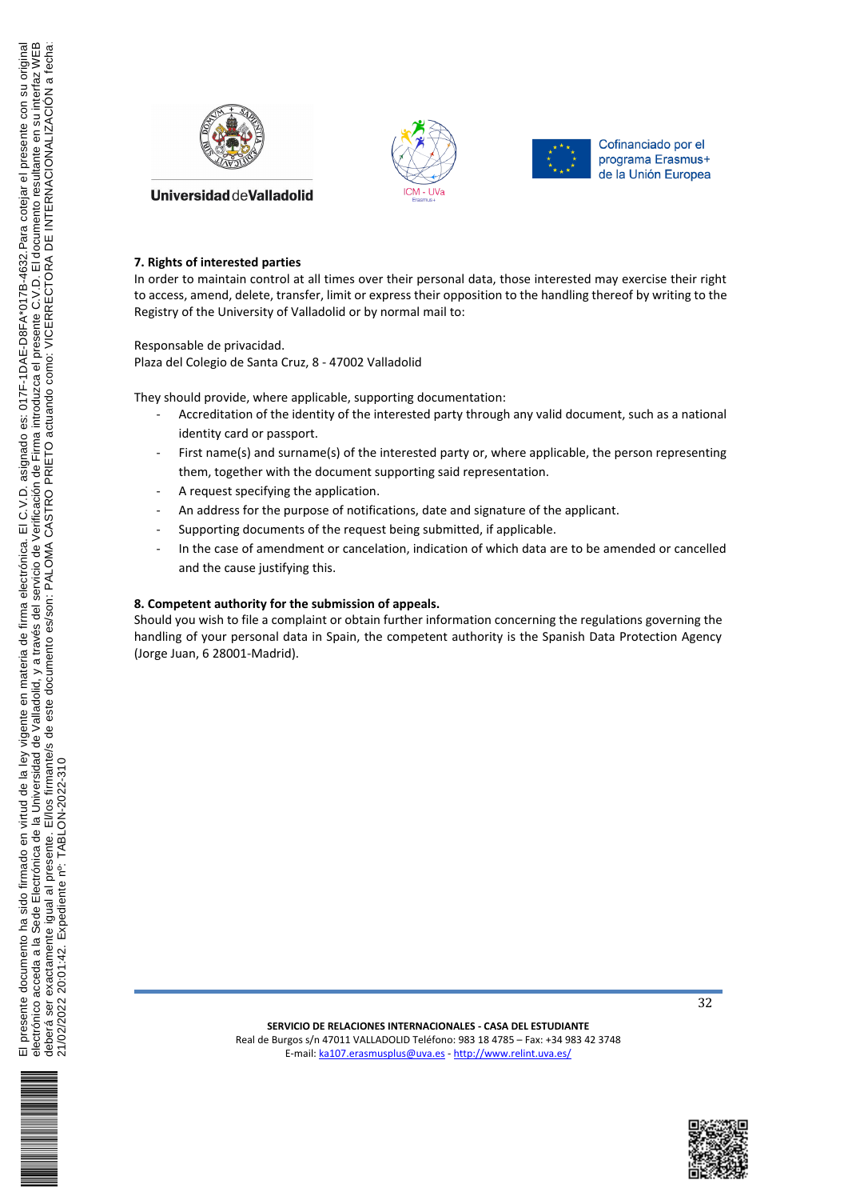**7. Rights of interested parties**

In order to maintain control at all times over their personal data, those interested may exercise their right to access, amend, delete, transfer, limit or express their opposition to the handling thereof by writing to the Registry of the University of Valladolid or by normal mail to:

Responsable de privacidad.
Plaza del Colegio de Santa Cruz, 8 - 47002 Valladolid

They should provide, where applicable, supporting documentation:

- Accreditation of the identity of the interested party through any valid document, such as a national identity card or passport.
- First name(s) and surname(s) of the interested party or, where applicable, the person representing them, together with the document supporting said representation.
- A request specifying the application.
- An address for the purpose of notifications, date and signature of the applicant.
- Supporting documents of the request being submitted, if applicable.
- In the case of amendment or cancelation, indication of which data are to be amended or cancelled and the cause justifying this.

**8. Competent authority for the submission of appeals.**

Should you wish to file a complaint or obtain further information concerning the regulations governing the handling of your personal data in Spain, the competent authority is the Spanish Data Protection Agency (Jorge Juan, 6 28001-Madrid).